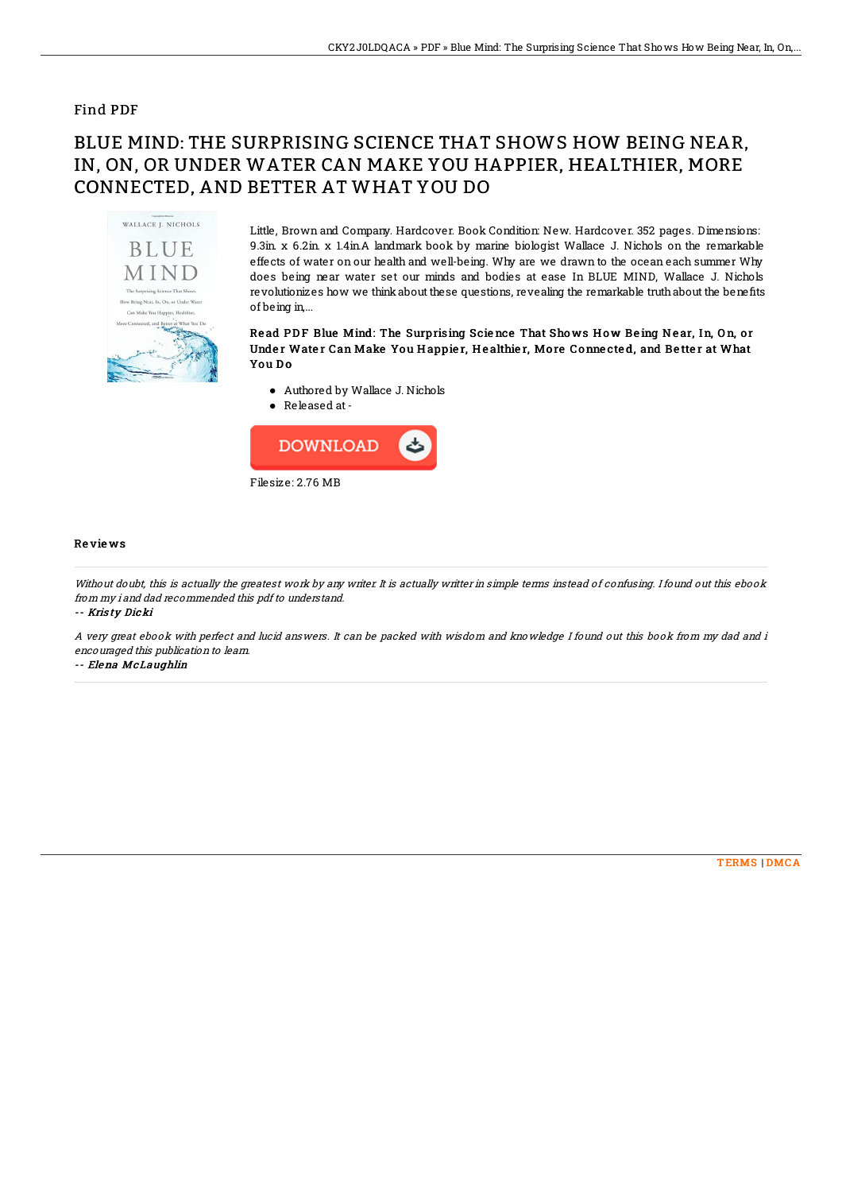## Find PDF

# BLUE MIND: THE SURPRISING SCIENCE THAT SHOWS HOW BEING NEAR, IN, ON, OR UNDER WATER CAN MAKE YOU HAPPIER, HEALTHIER, MORE CONNECTED, AND BETTER AT WHAT YOU DO

Little, Brown and Company. Hardcover. Book Condition: New. Hardcover. 352 pages. Dimensions: 9.3in. x 6.2in. x 1.4in.A landmark book by marine biologist Wallace J. Nichols on the remarkable effects of water on our health and well-being. Why are we drawn to the ocean each summer Why does being near water set our minds and bodies at ease In BLUE MIND, Wallace J. Nichols revolutionizes how we think about these questions, revealing the remarkable truth about the benefits of being in,...

### Read PDF Blue Mind: The Surprising Science That Shows How Being Near, In, On, or Under Water Can Make You Happier, Healthier, More Connected, and Better at What You Do

- Authored by Wallace J. Nichols
- Released at -

Filesize: 2.76 MB

## Reviews

*Without doubt, this is actually the greatest work by any writer. It is actually writter in simple terms instead of confusing. I found out this ebook from my i and dad recommended this pdf to understand.*

-- ***Kristy Dicki***

*A very great ebook with perfect and lucid answers. It can be packed with wisdom and knowledge I found out this book from my dad and i encouraged this publication to learn.*

-- ***Elena McLaughlin***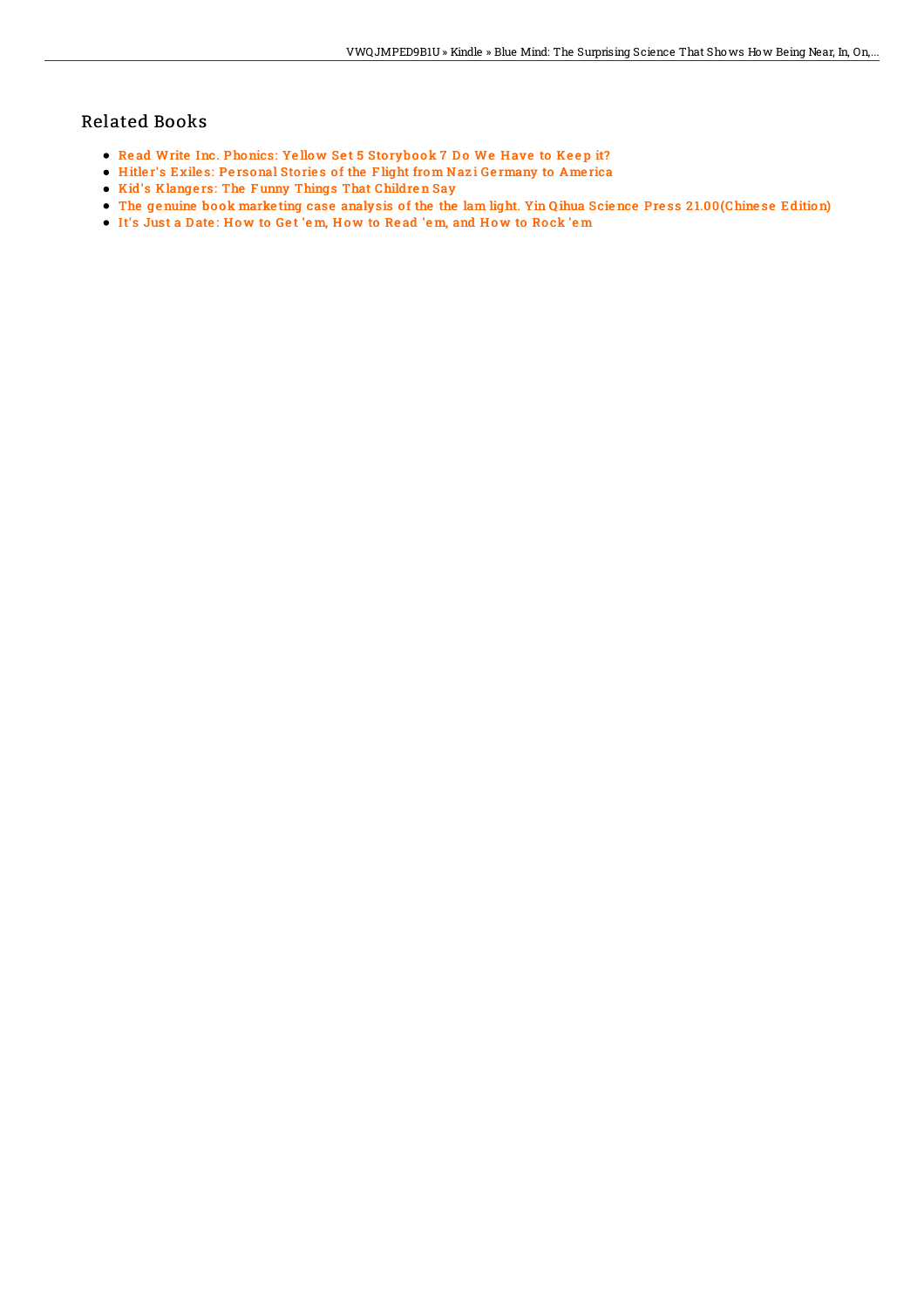## Related Books

- Read Write Inc. Phonics: Yellow Set 5 Storybook 7 Do We Have to Keep it?
- Hitler's Exiles: Personal Stories of the Flight from Nazi Germany to America
- Kid's Klangers: The Funny Things That Children Say
- The genuine book marketing case analysis of the the lam light. Yin Qihua Science Press 21.00(Chinese Edition)
- It's Just a Date: How to Get 'em, How to Read 'em, and How to Rock 'em